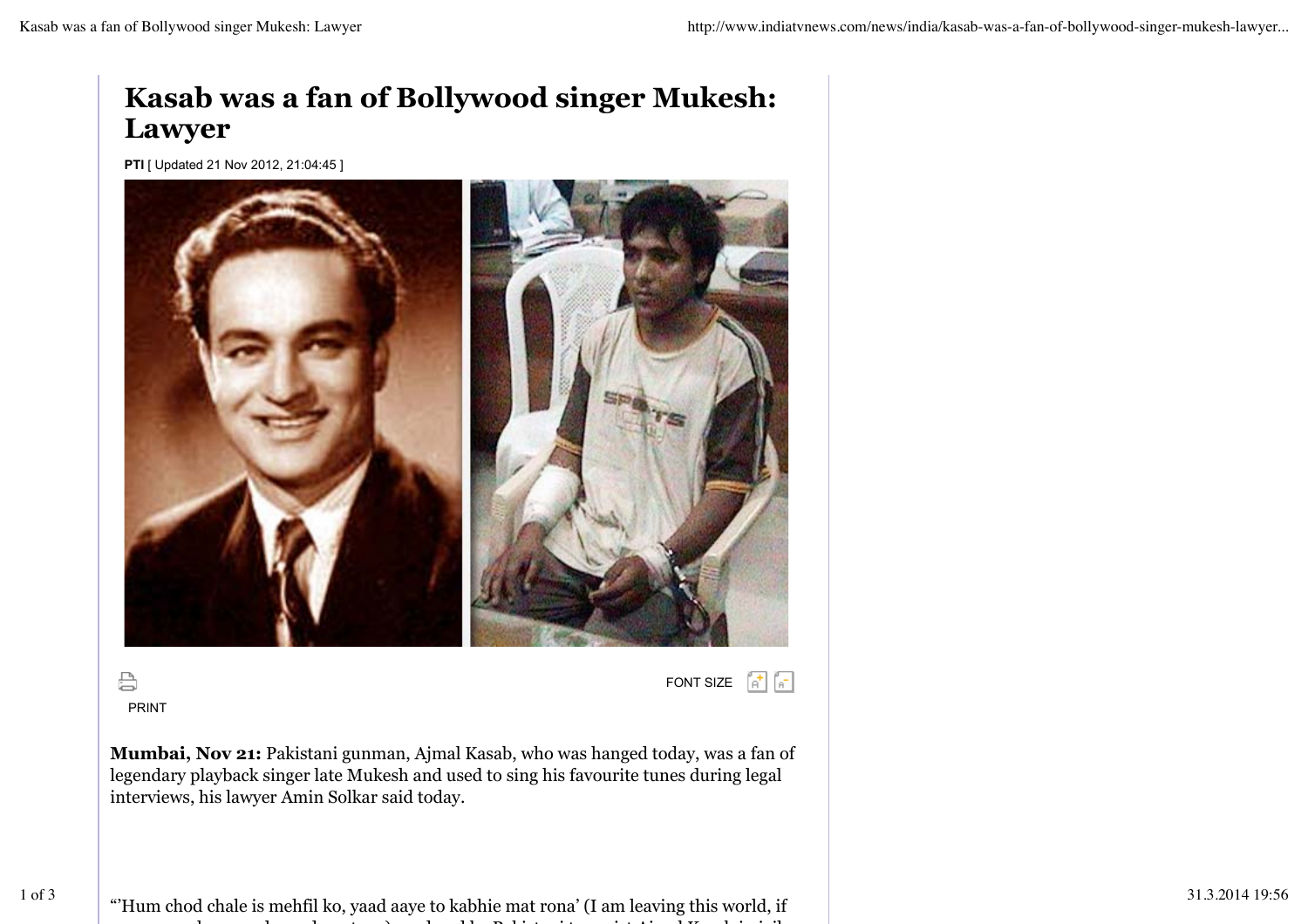# Kasab was a fan of Bollywood singer Mukesh: Lawyer

**PTI** [ Updated 21 Nov 2012, 21:04:45 ]

PRINT

FONT SIZE

**Mumbai, Nov 21:** Pakistani gunman, Ajmal Kasab, who was hanged today, was a fan of legendary playback singer late Mukesh and used to sing his favourite tunes during legal interviews, his lawyer Amin Solkar said today.

"'Hum chod chale is mehfil ko, yaad aaye to kabhie mat rona' (I am leaving this world, if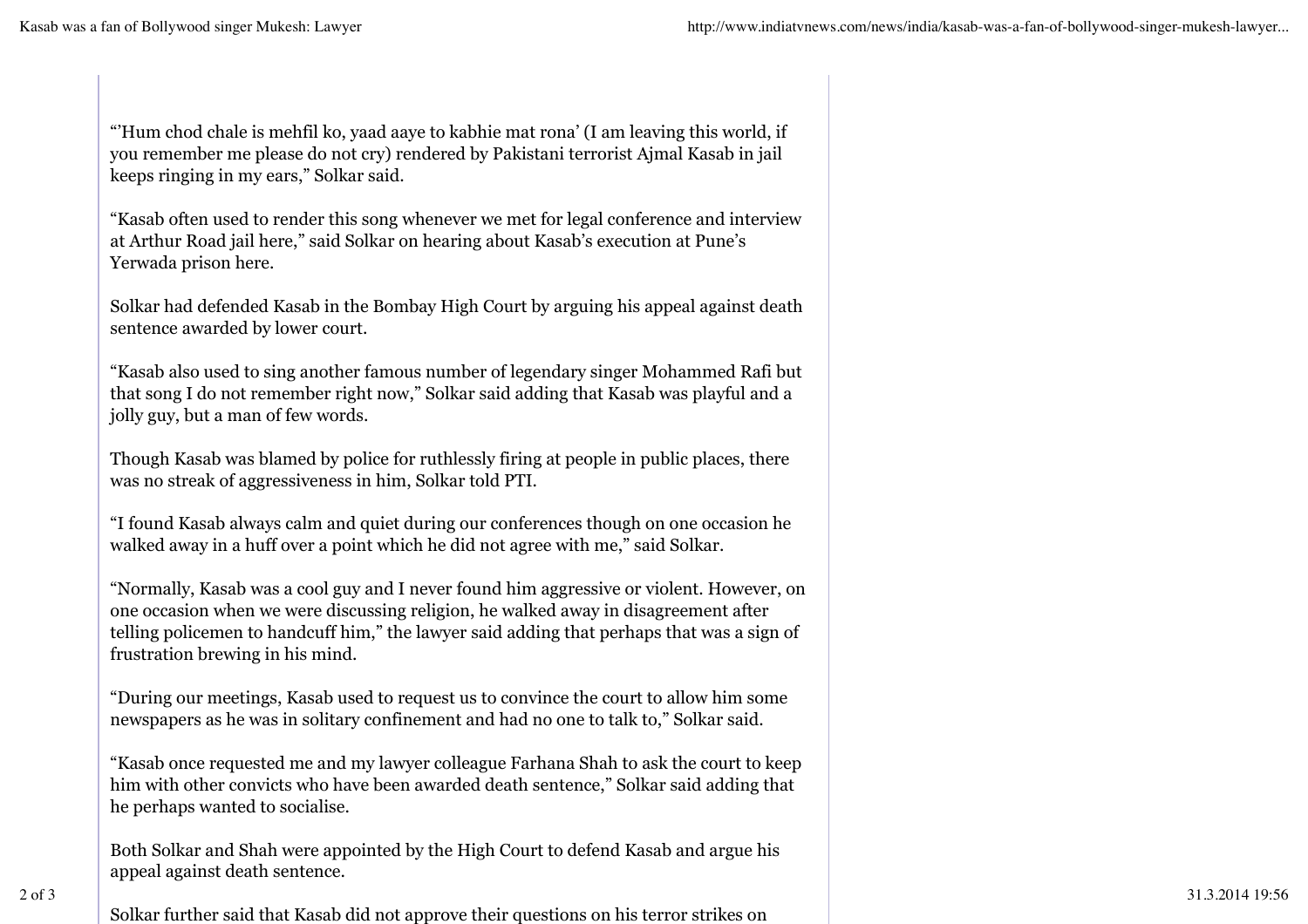"'Hum chod chale is mehfil ko, yaad aaye to kabhie mat rona' (I am leaving this world, if you remember me please do not cry) rendered by Pakistani terrorist Ajmal Kasab in jail keeps ringing in my ears," Solkar said.

"Kasab often used to render this song whenever we met for legal conference and interview at Arthur Road jail here," said Solkar on hearing about Kasab's execution at Pune's Yerwada prison here.

Solkar had defended Kasab in the Bombay High Court by arguing his appeal against death sentence awarded by lower court.

"Kasab also used to sing another famous number of legendary singer Mohammed Rafi but that song I do not remember right now," Solkar said adding that Kasab was playful and a jolly guy, but a man of few words.

Though Kasab was blamed by police for ruthlessly firing at people in public places, there was no streak of aggressiveness in him, Solkar told PTI.

"I found Kasab always calm and quiet during our conferences though on one occasion he walked away in a huff over a point which he did not agree with me," said Solkar.

"Normally, Kasab was a cool guy and I never found him aggressive or violent. However, on one occasion when we were discussing religion, he walked away in disagreement after telling policemen to handcuff him," the lawyer said adding that perhaps that was a sign of frustration brewing in his mind.

"During our meetings, Kasab used to request us to convince the court to allow him some newspapers as he was in solitary confinement and had no one to talk to," Solkar said.

"Kasab once requested me and my lawyer colleague Farhana Shah to ask the court to keep him with other convicts who have been awarded death sentence," Solkar said adding that he perhaps wanted to socialise.

Both Solkar and Shah were appointed by the High Court to defend Kasab and argue his appeal against death sentence.

Solkar further said that Kasab did not approve their questions on his terror strikes on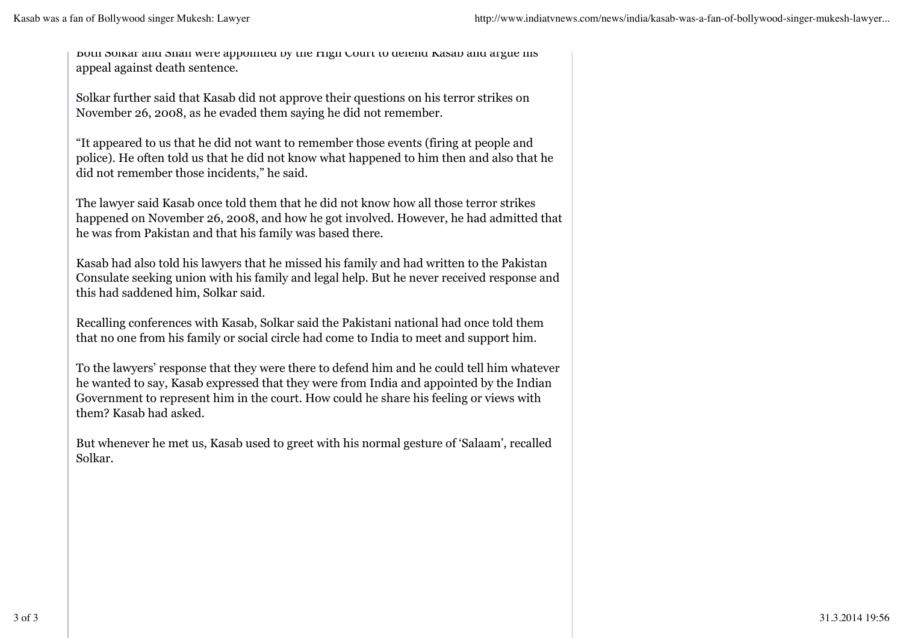Both Solkar and Shah were appointed by the High Court to defend Kasab and argue his appeal against death sentence.

Solkar further said that Kasab did not approve their questions on his terror strikes on November 26, 2008, as he evaded them saying he did not remember.

"It appeared to us that he did not want to remember those events (firing at people and police). He often told us that he did not know what happened to him then and also that he did not remember those incidents," he said.

The lawyer said Kasab once told them that he did not know how all those terror strikes happened on November 26, 2008, and how he got involved. However, he had admitted that he was from Pakistan and that his family was based there.

Kasab had also told his lawyers that he missed his family and had written to the Pakistan Consulate seeking union with his family and legal help. But he never received response and this had saddened him, Solkar said.

Recalling conferences with Kasab, Solkar said the Pakistani national had once told them that no one from his family or social circle had come to India to meet and support him.

To the lawyers' response that they were there to defend him and he could tell him whatever he wanted to say, Kasab expressed that they were from India and appointed by the Indian Government to represent him in the court. How could he share his feeling or views with them? Kasab had asked.

But whenever he met us, Kasab used to greet with his normal gesture of 'Salaam', recalled Solkar.